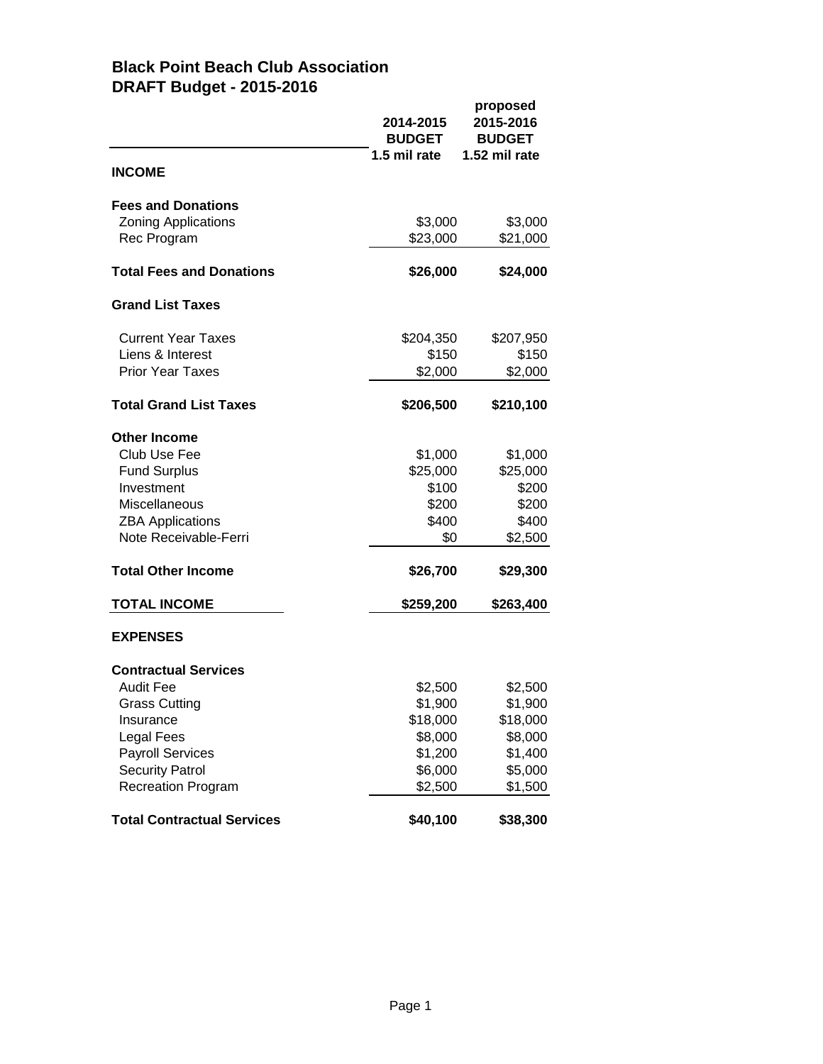# Black Point Beach Club Association
## DRAFT Budget - 2015-2016

| | 2014-2015 BUDGET 1.5 mil rate | proposed 2015-2016 BUDGET 1.52 mil rate |
|---|---|---|
| **INCOME** | | |
| **Fees and Donations** | | |
| Zoning Applications | $3,000 | $3,000 |
| Rec Program | $23,000 | $21,000 |
| **Total Fees and Donations** | **$26,000** | **$24,000** |
| **Grand List Taxes** | | |
| Current Year Taxes | $204,350 | $207,950 |
| Liens & Interest | $150 | $150 |
| Prior Year Taxes | $2,000 | $2,000 |
| **Total Grand List Taxes** | **$206,500** | **$210,100** |
| **Other Income** | | |
| Club Use Fee | $1,000 | $1,000 |
| Fund Surplus | $25,000 | $25,000 |
| Investment | $100 | $200 |
| Miscellaneous | $200 | $200 |
| ZBA Applications | $400 | $400 |
| Note Receivable-Ferri | $0 | $2,500 |
| **Total Other Income** | **$26,700** | **$29,300** |
| **TOTAL INCOME** | **$259,200** | **$263,400** |
| **EXPENSES** | | |
| **Contractual Services** | | |
| Audit Fee | $2,500 | $2,500 |
| Grass Cutting | $1,900 | $1,900 |
| Insurance | $18,000 | $18,000 |
| Legal Fees | $8,000 | $8,000 |
| Payroll Services | $1,200 | $1,400 |
| Security Patrol | $6,000 | $5,000 |
| Recreation Program | $2,500 | $1,500 |
| **Total Contractual Services** | **$40,100** | **$38,300** |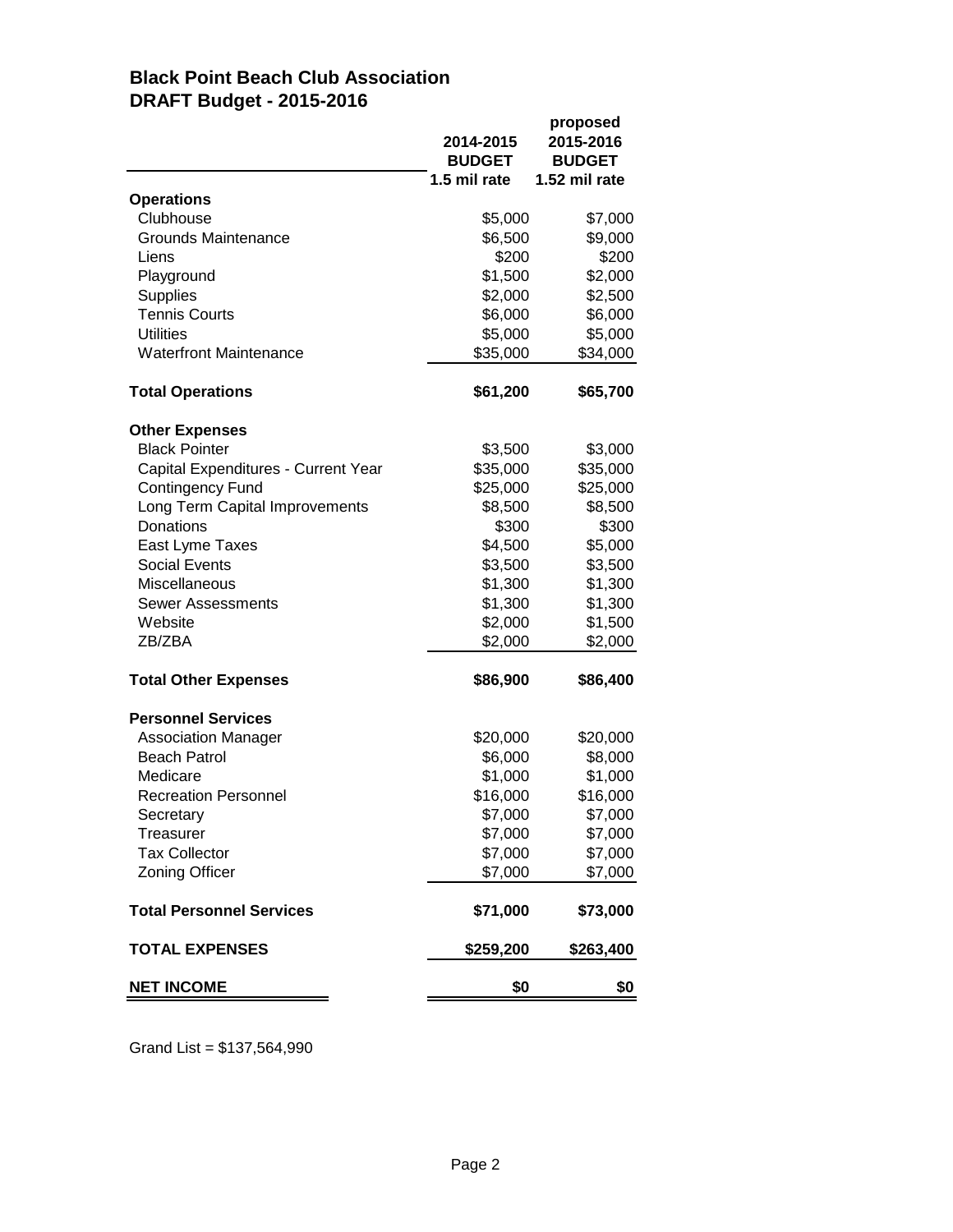# Black Point Beach Club Association
## DRAFT Budget - 2015-2016

| | 2014-2015 BUDGET 1.5 mil rate | proposed 2015-2016 BUDGET 1.52 mil rate |
|---|---|---|
| **Operations** | | |
| Clubhouse | $5,000 | $7,000 |
| Grounds Maintenance | $6,500 | $9,000 |
| Liens | $200 | $200 |
| Playground | $1,500 | $2,000 |
| Supplies | $2,000 | $2,500 |
| Tennis Courts | $6,000 | $6,000 |
| Utilities | $5,000 | $5,000 |
| Waterfront Maintenance | $35,000 | $34,000 |
| **Total Operations** | **$61,200** | **$65,700** |
| **Other Expenses** | | |
| Black Pointer | $3,500 | $3,000 |
| Capital Expenditures - Current Year | $35,000 | $35,000 |
| Contingency Fund | $25,000 | $25,000 |
| Long Term Capital Improvements | $8,500 | $8,500 |
| Donations | $300 | $300 |
| East Lyme Taxes | $4,500 | $5,000 |
| Social Events | $3,500 | $3,500 |
| Miscellaneous | $1,300 | $1,300 |
| Sewer Assessments | $1,300 | $1,300 |
| Website | $2,000 | $1,500 |
| ZB/ZBA | $2,000 | $2,000 |
| **Total Other Expenses** | **$86,900** | **$86,400** |
| **Personnel Services** | | |
| Association Manager | $20,000 | $20,000 |
| Beach Patrol | $6,000 | $8,000 |
| Medicare | $1,000 | $1,000 |
| Recreation Personnel | $16,000 | $16,000 |
| Secretary | $7,000 | $7,000 |
| Treasurer | $7,000 | $7,000 |
| Tax Collector | $7,000 | $7,000 |
| Zoning Officer | $7,000 | $7,000 |
| **Total Personnel Services** | **$71,000** | **$73,000** |
| **TOTAL EXPENSES** | **$259,200** | **$263,400** |
| **NET INCOME** | **$0** | **$0** |

Grand List = $137,564,990